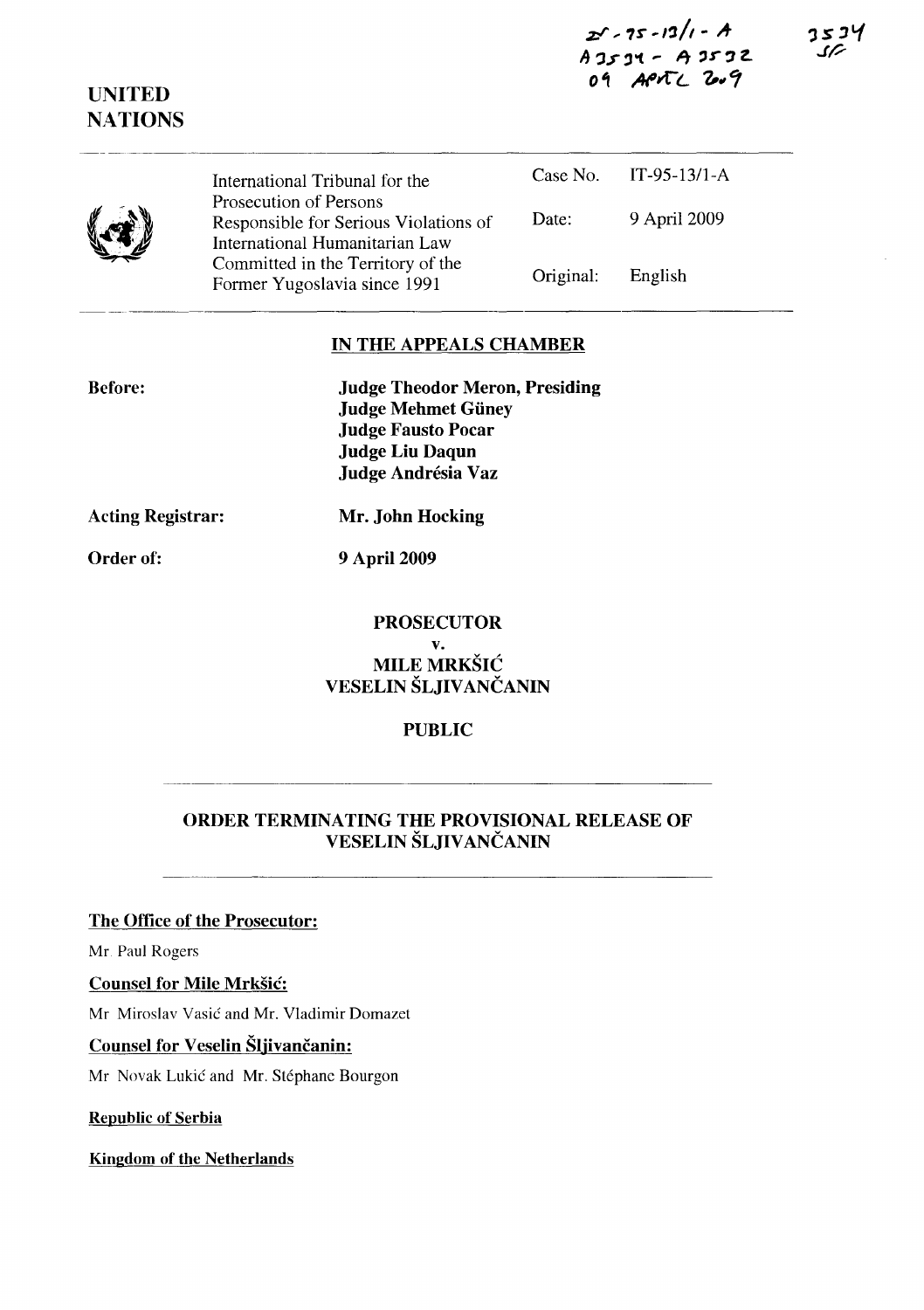IT-95-13/1-A
A 3534 - A 3532
09 APRIL 2009

3534
SF

UNITED NATIONS

| | | |
|---|---|---|
| International Tribunal for the Prosecution of Persons Responsible for Serious Violations of International Humanitarian Law Committed in the Territory of the Former Yugoslavia since 1991 | Case No. | IT-95-13/1-A |
| | Date: | 9 April 2009 |
| | Original: | English |

## IN THE APPEALS CHAMBER

**Before:**

**Judge Theodor Meron, Presiding**
**Judge Mehmet Güney**
**Judge Fausto Pocar**
**Judge Liu Daqun**
**Judge Andrésia Vaz**

**Acting Registrar:** **Mr. John Hocking**

**Order of:** **9 April 2009**

**PROSECUTOR**
**v.**
**MILE MRKŠIĆ**
**VESELIN ŠLJIVANČANIN**

**PUBLIC**

## ORDER TERMINATING THE PROVISIONAL RELEASE OF VESELIN ŠLJIVANČANIN

**The Office of the Prosecutor:**

Mr. Paul Rogers

**Counsel for Mile Mrkšić:**

Mr. Miroslav Vasić and Mr. Vladimir Domazet

**Counsel for Veselin Šljivančanin:**

Mr. Novak Lukić and Mr. Stéphane Bourgon

**Republic of Serbia**

**Kingdom of the Netherlands**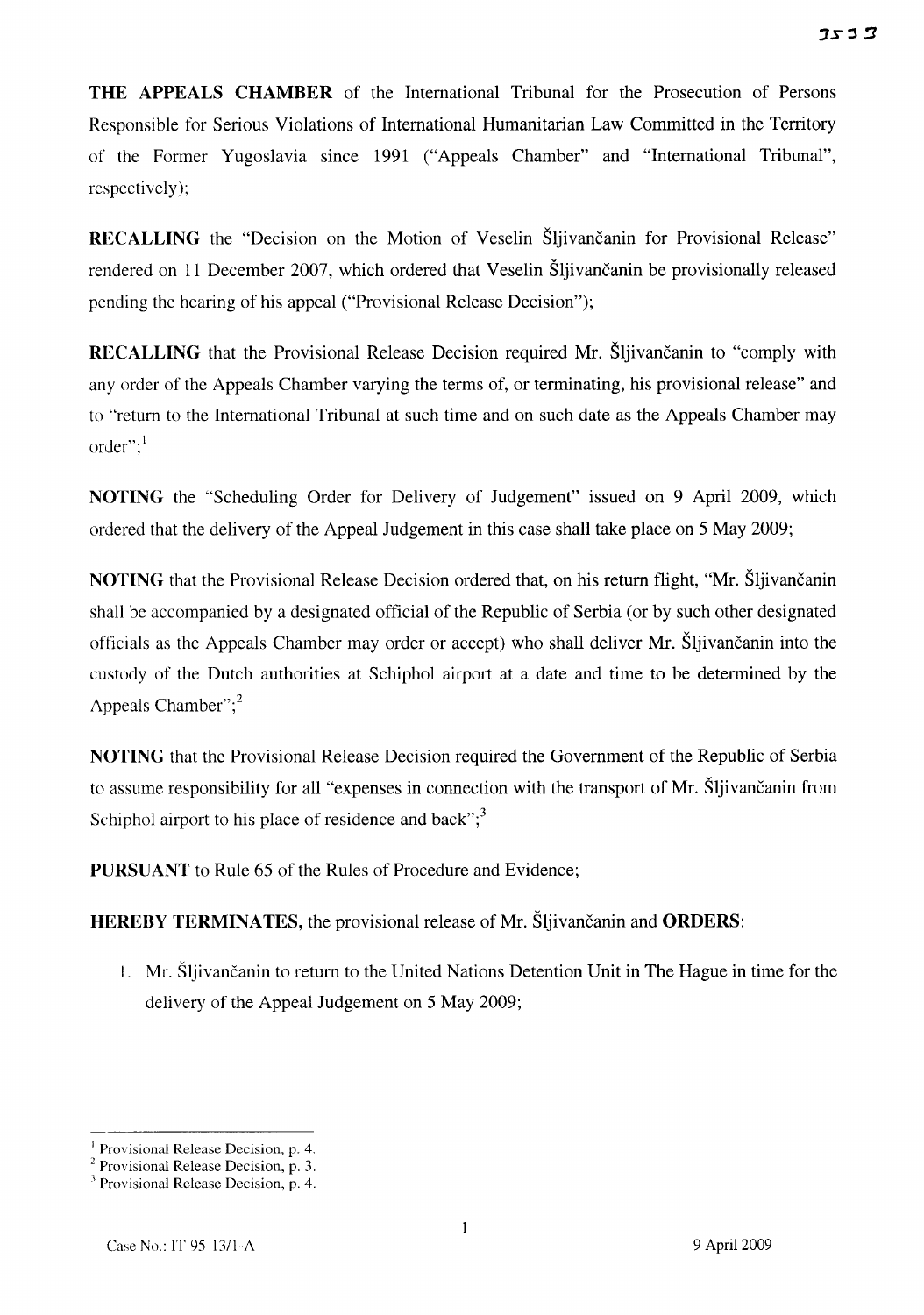**THE APPEALS CHAMBER** of the International Tribunal for the Prosecution of Persons Responsible for Serious Violations of International Humanitarian Law Committed in the Territory of the Former Yugoslavia since 1991 ("Appeals Chamber" and "International Tribunal", respectively);

**RECALLING** the "Decision on the Motion of Veselin Šljivančanin for Provisional Release" rendered on 11 December 2007, which ordered that Veselin Šljivančanin be provisionally released pending the hearing of his appeal ("Provisional Release Decision");

**RECALLING** that the Provisional Release Decision required Mr. Šljivančanin to "comply with any order of the Appeals Chamber varying the terms of, or terminating, his provisional release" and to "return to the International Tribunal at such time and on such date as the Appeals Chamber may order";[1]

**NOTING** the "Scheduling Order for Delivery of Judgement" issued on 9 April 2009, which ordered that the delivery of the Appeal Judgement in this case shall take place on 5 May 2009;

**NOTING** that the Provisional Release Decision ordered that, on his return flight, "Mr. Šljivančanin shall be accompanied by a designated official of the Republic of Serbia (or by such other designated officials as the Appeals Chamber may order or accept) who shall deliver Mr. Šljivančanin into the custody of the Dutch authorities at Schiphol airport at a date and time to be determined by the Appeals Chamber";[2]

**NOTING** that the Provisional Release Decision required the Government of the Republic of Serbia to assume responsibility for all "expenses in connection with the transport of Mr. Šljivančanin from Schiphol airport to his place of residence and back";[3]

**PURSUANT** to Rule 65 of the Rules of Procedure and Evidence;

**HEREBY TERMINATES,** the provisional release of Mr. Šljivančanin and **ORDERS**:

1. Mr. Šljivančanin to return to the United Nations Detention Unit in The Hague in time for the delivery of the Appeal Judgement on 5 May 2009;

---

[1] Provisional Release Decision, p. 4.
[2] Provisional Release Decision, p. 3.
[3] Provisional Release Decision, p. 4.

Case No.: IT-95-13/1-A 9 April 2009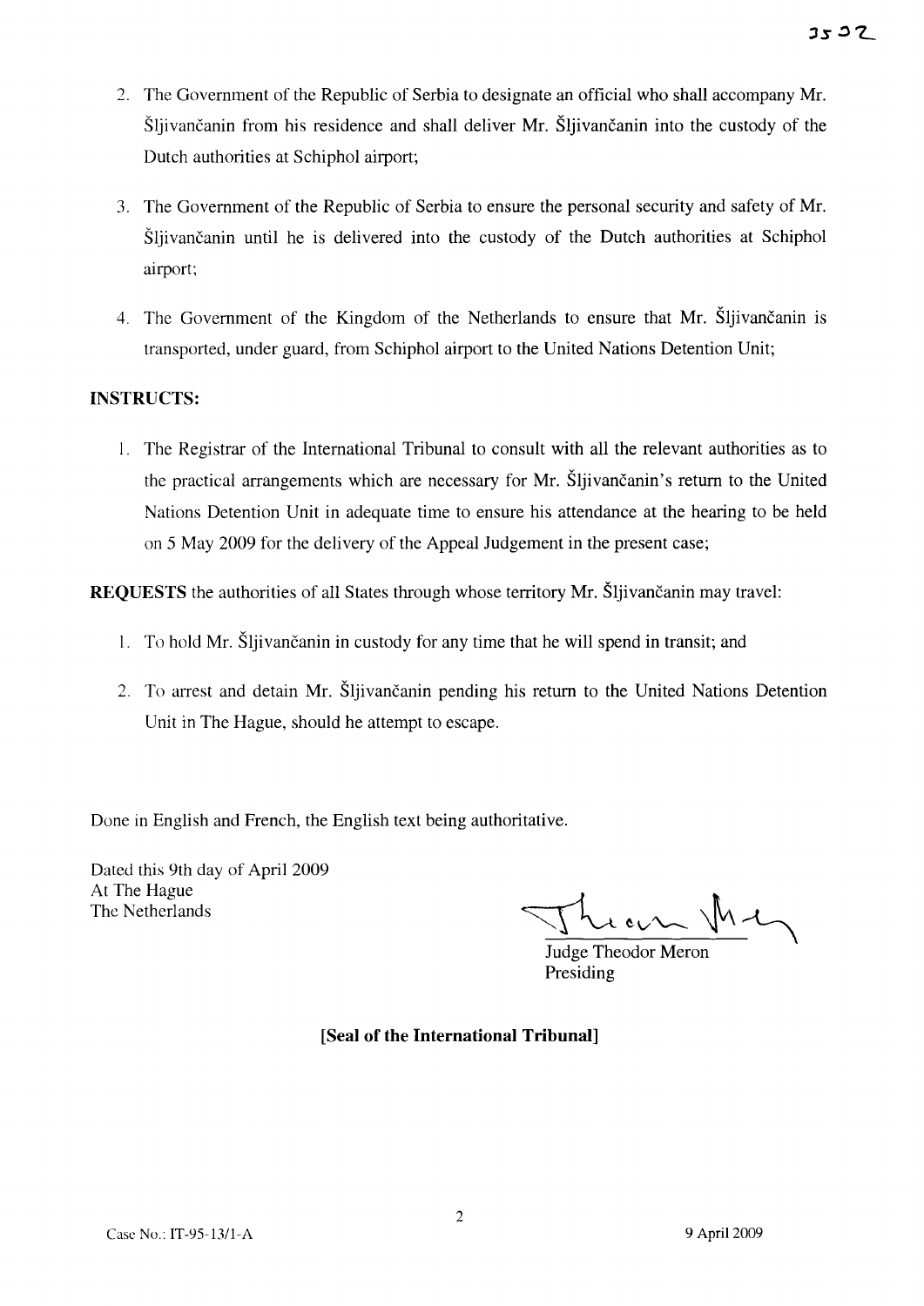2. The Government of the Republic of Serbia to designate an official who shall accompany Mr. Šljivančanin from his residence and shall deliver Mr. Šljivančanin into the custody of the Dutch authorities at Schiphol airport;

3. The Government of the Republic of Serbia to ensure the personal security and safety of Mr. Šljivančanin until he is delivered into the custody of the Dutch authorities at Schiphol airport;

4. The Government of the Kingdom of the Netherlands to ensure that Mr. Šljivančanin is transported, under guard, from Schiphol airport to the United Nations Detention Unit;

**INSTRUCTS:**

1. The Registrar of the International Tribunal to consult with all the relevant authorities as to the practical arrangements which are necessary for Mr. Šljivančanin's return to the United Nations Detention Unit in adequate time to ensure his attendance at the hearing to be held on 5 May 2009 for the delivery of the Appeal Judgement in the present case;

**REQUESTS** the authorities of all States through whose territory Mr. Šljivančanin may travel:

1. To hold Mr. Šljivančanin in custody for any time that he will spend in transit; and

2. To arrest and detain Mr. Šljivančanin pending his return to the United Nations Detention Unit in The Hague, should he attempt to escape.

Done in English and French, the English text being authoritative.

Dated this 9th day of April 2009
At The Hague
The Netherlands

Judge Theodor Meron
Presiding

**[Seal of the International Tribunal]**